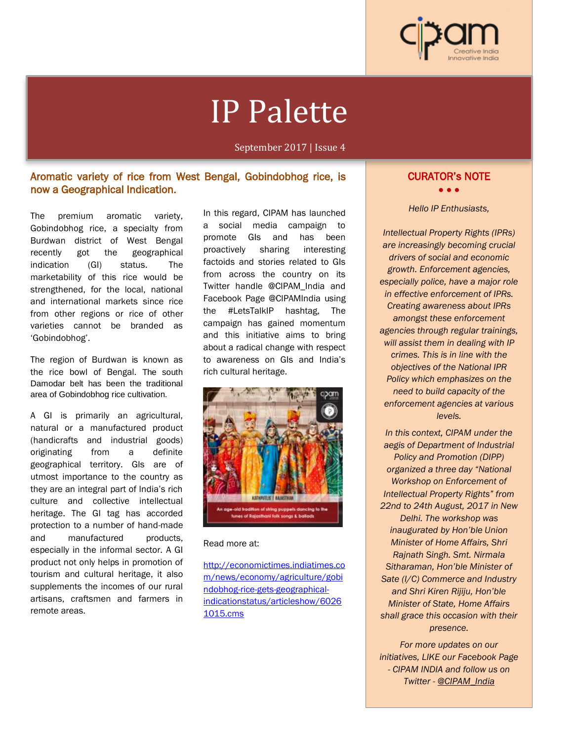# IP Palette

September 2017 | Issue 4

## Aromatic variety of rice from West Bengal, Gobindobhog rice, is now a Geographical Indication.

The premium aromatic variety, Gobindobhog rice, a specialty from Burdwan district of West Bengal recently got the geographical indication (GI) status. The marketability of this rice would be strengthened, for the local, national and international markets since rice from other regions or rice of other varieties cannot be branded as 'Gobindobhog'.

The region of Burdwan is known as the rice bowl of Bengal. The south Damodar belt has been the traditional area of Gobindobhog rice cultivation.

A GI is primarily an agricultural, natural or a manufactured product (handicrafts and industrial goods) originating from a definite geographical territory. GIs are of utmost importance to the country as they are an integral part of India's rich culture and collective intellectual heritage. The GI tag has accorded protection to a number of hand-made and manufactured products, especially in the informal sector. A GI product not only helps in promotion of tourism and cultural heritage, it also supplements the incomes of our rural artisans, craftsmen and farmers in remote areas.

In this regard, CIPAM has launched a social media campaign to promote GIs and has been proactively sharing interesting factoids and stories related to GIs from across the country on its Twitter handle @CIPAM_India and Facebook Page @CIPAMIndia using the #LetsTalkIP hashtag, The campaign has gained momentum and this initiative aims to bring about a radical change with respect to awareness on GIs and India's rich cultural heritage.

Read more at:

http://economictimes.indiatimes.com/news/economy/agriculture/gobindobhog-rice-gets-geographical-indicationstatus/articleshow/60261015.cms

## CURATOR's NOTE

*Hello IP Enthusiasts,*

*Intellectual Property Rights (IPRs) are increasingly becoming crucial drivers of social and economic growth. Enforcement agencies, especially police, have a major role in effective enforcement of IPRs. Creating awareness about IPRs amongst these enforcement agencies through regular trainings, will assist them in dealing with IP crimes. This is in line with the objectives of the National IPR Policy which emphasizes on the need to build capacity of the enforcement agencies at various levels.*

*In this context, CIPAM under the aegis of Department of Industrial Policy and Promotion (DIPP) organized a three day "National Workshop on Enforcement of Intellectual Property Rights" from 22nd to 24th August, 2017 in New Delhi. The workshop was inaugurated by Hon'ble Union Minister of Home Affairs, Shri Rajnath Singh. Smt. Nirmala Sitharaman, Hon'ble Minister of Sate (I/C) Commerce and Industry and Shri Kiren Rijiju, Hon'ble Minister of State, Home Affairs shall grace this occasion with their presence.*

*For more updates on our initiatives, LIKE our Facebook Page - CIPAM INDIA and follow us on Twitter - @CIPAM_India*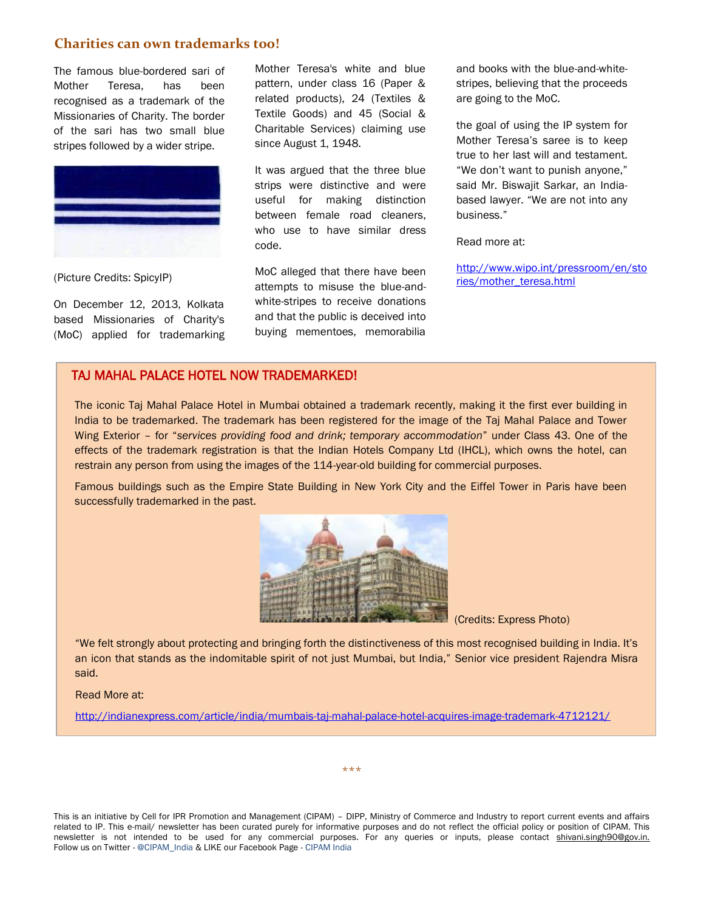## Charities can own trademarks too!

The famous blue-bordered sari of Mother Teresa, has been recognised as a trademark of the Missionaries of Charity. The border of the sari has two small blue stripes followed by a wider stripe.

(Picture Credits: SpicyIP)

On December 12, 2013, Kolkata based Missionaries of Charity's (MoC) applied for trademarking Mother Teresa's white and blue pattern, under class 16 (Paper & related products), 24 (Textiles & Textile Goods) and 45 (Social & Charitable Services) claiming use since August 1, 1948.

It was argued that the three blue strips were distinctive and were useful for making distinction between female road cleaners, who use to have similar dress code.

MoC alleged that there have been attempts to misuse the blue-and-white-stripes to receive donations and that the public is deceived into buying mementoes, memorabilia and books with the blue-and-white-stripes, believing that the proceeds are going to the MoC.

the goal of using the IP system for Mother Teresa's saree is to keep true to her last will and testament. "We don't want to punish anyone," said Mr. Biswajit Sarkar, an India-based lawyer. "We are not into any business."

Read more at:

http://www.wipo.int/pressroom/en/stories/mother_teresa.html

## TAJ MAHAL PALACE HOTEL NOW TRADEMARKED!

The iconic Taj Mahal Palace Hotel in Mumbai obtained a trademark recently, making it the first ever building in India to be trademarked. The trademark has been registered for the image of the Taj Mahal Palace and Tower Wing Exterior – for "*services providing food and drink; temporary accommodation*" under Class 43. One of the effects of the trademark registration is that the Indian Hotels Company Ltd (IHCL), which owns the hotel, can restrain any person from using the images of the 114-year-old building for commercial purposes.

Famous buildings such as the Empire State Building in New York City and the Eiffel Tower in Paris have been successfully trademarked in the past.

(Credits: Express Photo)

"We felt strongly about protecting and bringing forth the distinctiveness of this most recognised building in India. It's an icon that stands as the indomitable spirit of not just Mumbai, but India," Senior vice president Rajendra Misra said.

Read More at:

http://indianexpress.com/article/india/mumbais-taj-mahal-palace-hotel-acquires-image-trademark-4712121/

***

This is an initiative by Cell for IPR Promotion and Management (CIPAM) – DIPP, Ministry of Commerce and Industry to report current events and affairs related to IP. This e-mail/ newsletter has been curated purely for informative purposes and do not reflect the official policy or position of CIPAM. This newsletter is not intended to be used for any commercial purposes. For any queries or inputs, please contact shivani.singh90@gov.in.
Follow us on Twitter - @CIPAM_India & LIKE our Facebook Page - CIPAM India